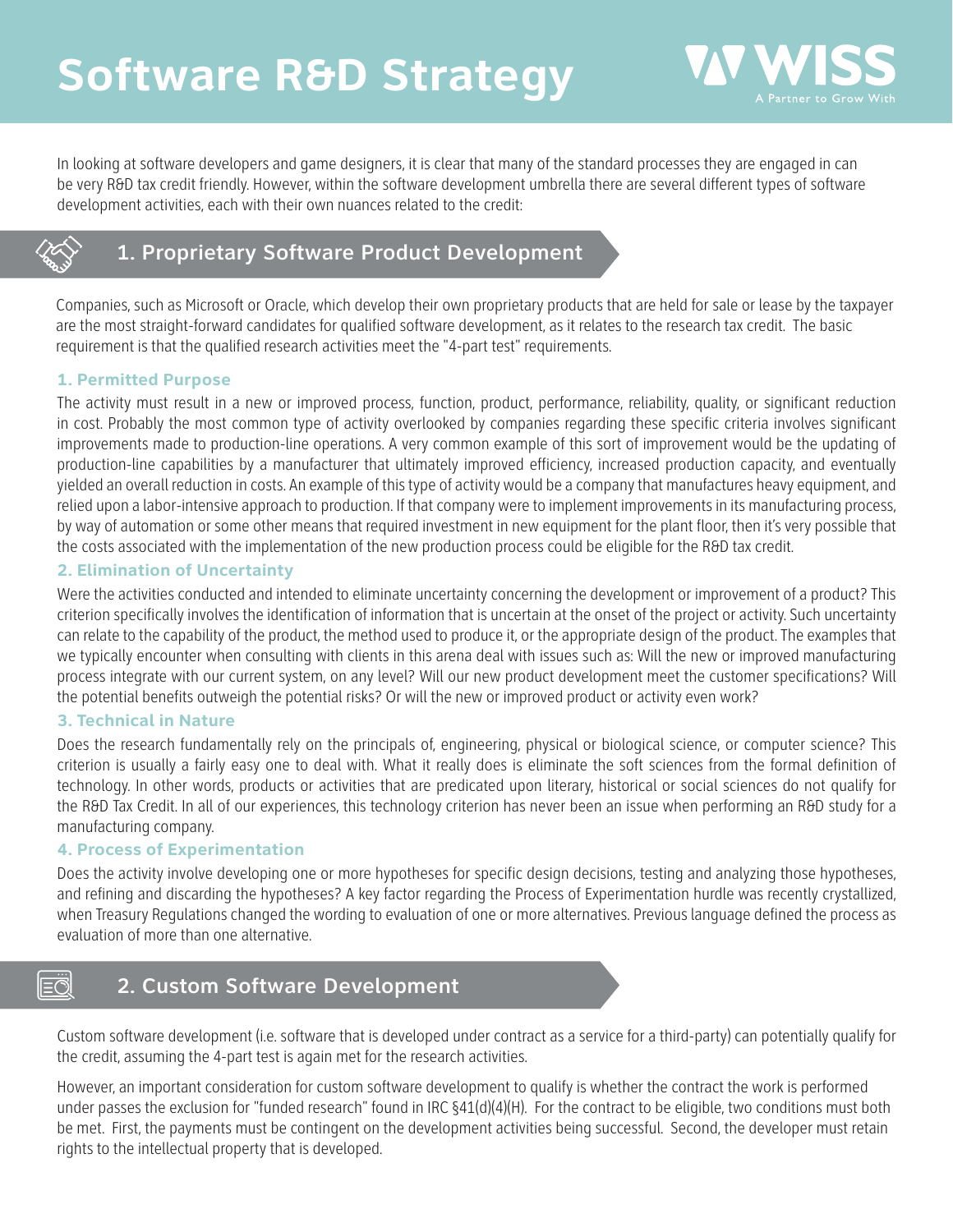# Software R&D Strategy

WISS
A Partner to Grow With

In looking at software developers and game designers, it is clear that many of the standard processes they are engaged in can be very R&D tax credit friendly. However, within the software development umbrella there are several different types of software development activities, each with their own nuances related to the credit:

## 1. Proprietary Software Product Development

Companies, such as Microsoft or Oracle, which develop their own proprietary products that are held for sale or lease by the taxpayer are the most straight-forward candidates for qualified software development, as it relates to the research tax credit. The basic requirement is that the qualified research activities meet the "4-part test" requirements.

### 1. Permitted Purpose

The activity must result in a new or improved process, function, product, performance, reliability, quality, or significant reduction in cost. Probably the most common type of activity overlooked by companies regarding these specific criteria involves significant improvements made to production-line operations. A very common example of this sort of improvement would be the updating of production-line capabilities by a manufacturer that ultimately improved efficiency, increased production capacity, and eventually yielded an overall reduction in costs. An example of this type of activity would be a company that manufactures heavy equipment, and relied upon a labor-intensive approach to production. If that company were to implement improvements in its manufacturing process, by way of automation or some other means that required investment in new equipment for the plant floor, then it's very possible that the costs associated with the implementation of the new production process could be eligible for the R&D tax credit.

### 2. Elimination of Uncertainty

Were the activities conducted and intended to eliminate uncertainty concerning the development or improvement of a product? This criterion specifically involves the identification of information that is uncertain at the onset of the project or activity. Such uncertainty can relate to the capability of the product, the method used to produce it, or the appropriate design of the product. The examples that we typically encounter when consulting with clients in this arena deal with issues such as: Will the new or improved manufacturing process integrate with our current system, on any level? Will our new product development meet the customer specifications? Will the potential benefits outweigh the potential risks? Or will the new or improved product or activity even work?

### 3. Technical in Nature

Does the research fundamentally rely on the principals of, engineering, physical or biological science, or computer science? This criterion is usually a fairly easy one to deal with. What it really does is eliminate the soft sciences from the formal definition of technology. In other words, products or activities that are predicated upon literary, historical or social sciences do not qualify for the R&D Tax Credit. In all of our experiences, this technology criterion has never been an issue when performing an R&D study for a manufacturing company.

### 4. Process of Experimentation

Does the activity involve developing one or more hypotheses for specific design decisions, testing and analyzing those hypotheses, and refining and discarding the hypotheses? A key factor regarding the Process of Experimentation hurdle was recently crystallized, when Treasury Regulations changed the wording to evaluation of one or more alternatives. Previous language defined the process as evaluation of more than one alternative.

## 2. Custom Software Development

Custom software development (i.e. software that is developed under contract as a service for a third-party) can potentially qualify for the credit, assuming the 4-part test is again met for the research activities.

However, an important consideration for custom software development to qualify is whether the contract the work is performed under passes the exclusion for "funded research" found in IRC §41(d)(4)(H). For the contract to be eligible, two conditions must both be met. First, the payments must be contingent on the development activities being successful. Second, the developer must retain rights to the intellectual property that is developed.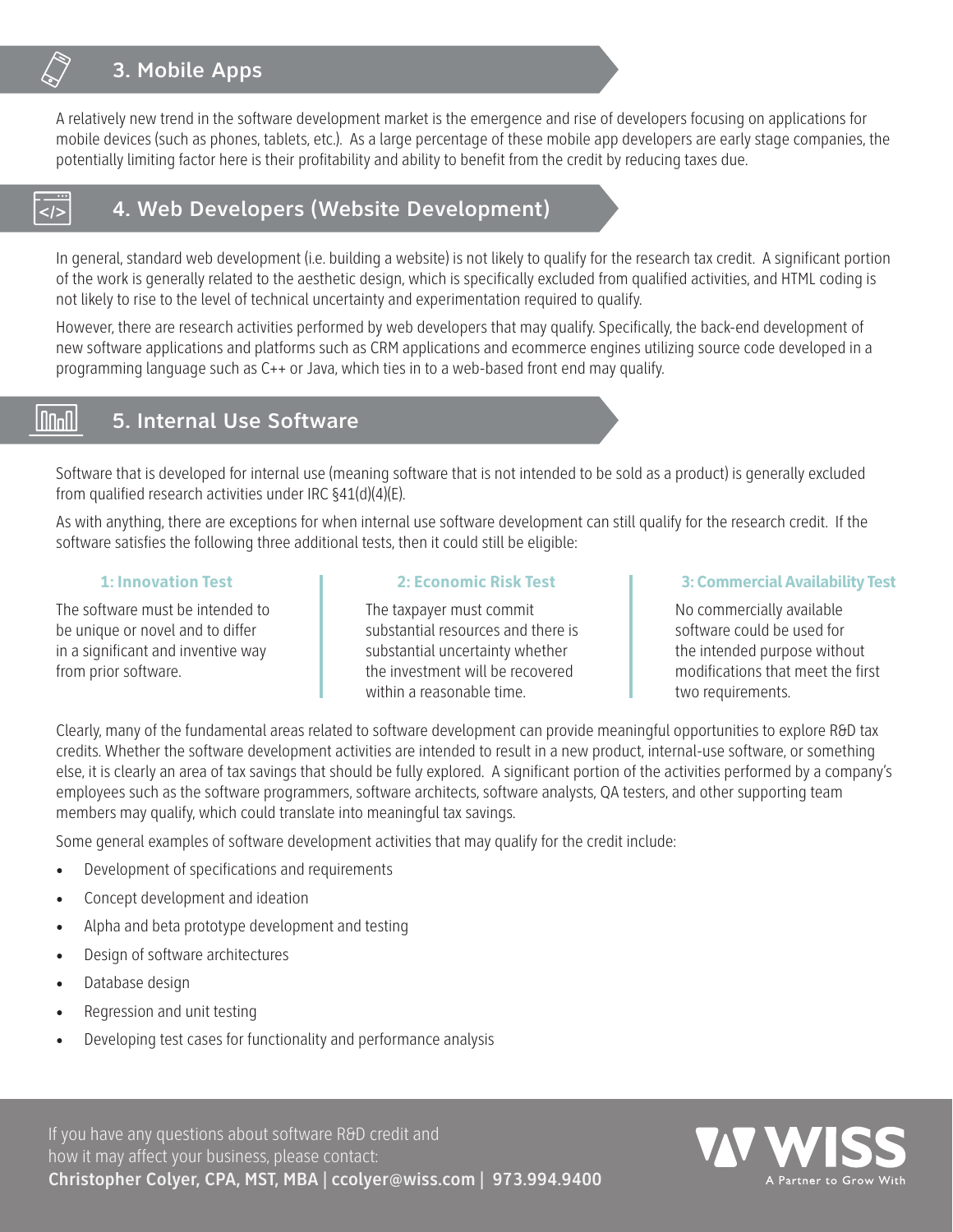## 3. Mobile Apps

A relatively new trend in the software development market is the emergence and rise of developers focusing on applications for mobile devices (such as phones, tablets, etc.). As a large percentage of these mobile app developers are early stage companies, the potentially limiting factor here is their profitability and ability to benefit from the credit by reducing taxes due.

## 4. Web Developers (Website Development)

In general, standard web development (i.e. building a website) is not likely to qualify for the research tax credit. A significant portion of the work is generally related to the aesthetic design, which is specifically excluded from qualified activities, and HTML coding is not likely to rise to the level of technical uncertainty and experimentation required to qualify.

However, there are research activities performed by web developers that may qualify. Specifically, the back-end development of new software applications and platforms such as CRM applications and ecommerce engines utilizing source code developed in a programming language such as C++ or Java, which ties in to a web-based front end may qualify.

## 5. Internal Use Software

Software that is developed for internal use (meaning software that is not intended to be sold as a product) is generally excluded from qualified research activities under IRC §41(d)(4)(E).

As with anything, there are exceptions for when internal use software development can still qualify for the research credit. If the software satisfies the following three additional tests, then it could still be eligible:

### 1: Innovation Test

The software must be intended to be unique or novel and to differ in a significant and inventive way from prior software.

### 2: Economic Risk Test

The taxpayer must commit substantial resources and there is substantial uncertainty whether the investment will be recovered within a reasonable time.

### 3: Commercial Availability Test

No commercially available software could be used for the intended purpose without modifications that meet the first two requirements.

Clearly, many of the fundamental areas related to software development can provide meaningful opportunities to explore R&D tax credits. Whether the software development activities are intended to result in a new product, internal-use software, or something else, it is clearly an area of tax savings that should be fully explored. A significant portion of the activities performed by a company's employees such as the software programmers, software architects, software analysts, QA testers, and other supporting team members may qualify, which could translate into meaningful tax savings.

Some general examples of software development activities that may qualify for the credit include:

- Development of specifications and requirements
- Concept development and ideation
- Alpha and beta prototype development and testing
- Design of software architectures
- Database design
- Regression and unit testing
- Developing test cases for functionality and performance analysis

If you have any questions about software R&D credit and how it may affect your business, please contact:
**Christopher Colyer, CPA, MST, MBA | ccolyer@wiss.com | 973.994.9400**

WISS
A Partner to Grow With